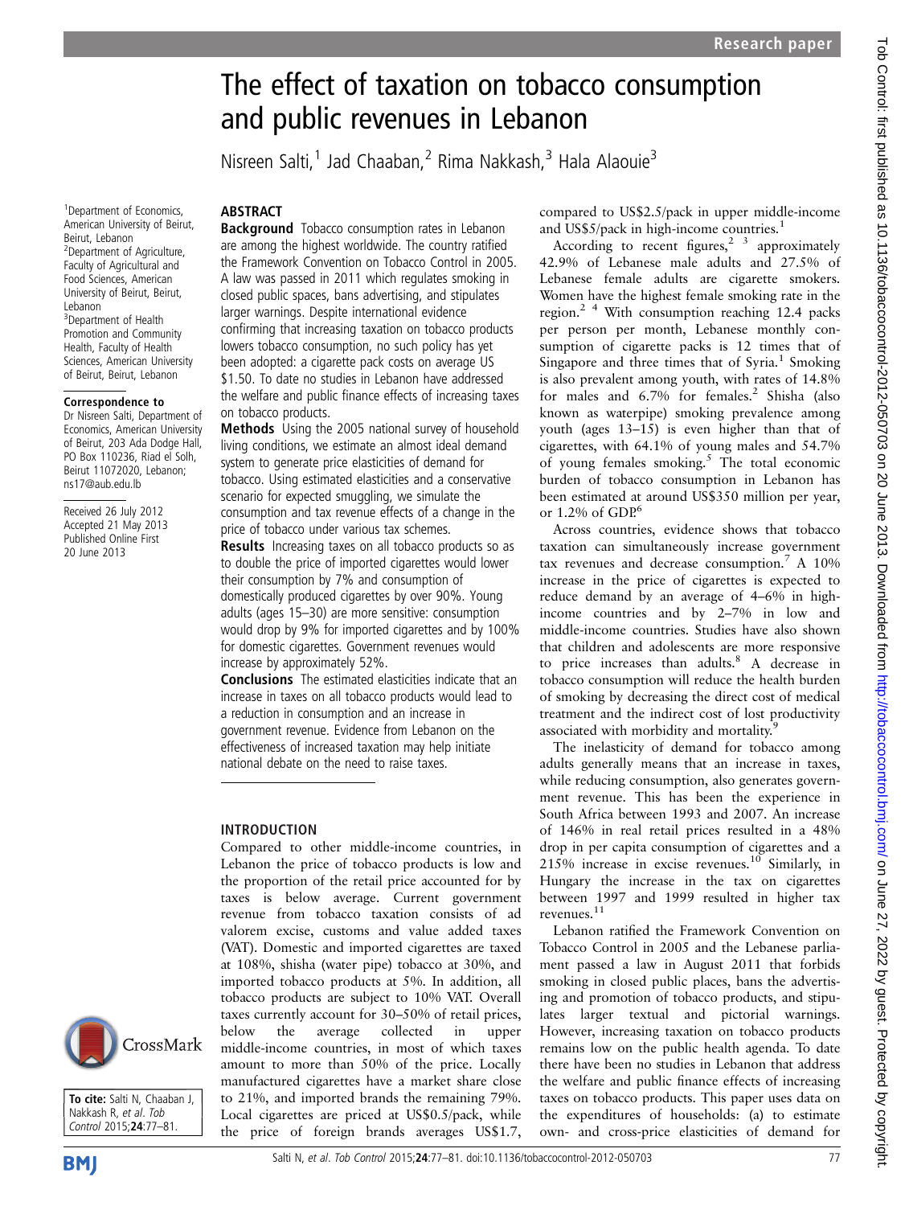# The effect of taxation on tobacco consumption and public revenues in Lebanon

Nisreen Salti,[1] Jad Chaaban,[2] Rima Nakkash,[3] Hala Alaouie[3]

[1]Department of Economics, American University of Beirut, Beirut, Lebanon
[2]Department of Agriculture, Faculty of Agricultural and Food Sciences, American University of Beirut, Beirut, Lebanon
[3]Department of Health Promotion and Community Health, Faculty of Health Sciences, American University of Beirut, Beirut, Lebanon

**Correspondence to**
Dr Nisreen Salti, Department of Economics, American University of Beirut, 203 Ada Dodge Hall, PO Box 110236, Riad el Solh, Beirut 11072020, Lebanon; ns17@aub.edu.lb

Received 26 July 2012
Accepted 21 May 2013
Published Online First 20 June 2013

**To cite:** Salti N, Chaaban J, Nakkash R, *et al*. *Tob Control* 2015;**24**:77–81.

## ABSTRACT

**Background** Tobacco consumption rates in Lebanon are among the highest worldwide. The country ratified the Framework Convention on Tobacco Control in 2005. A law was passed in 2011 which regulates smoking in closed public spaces, bans advertising, and stipulates larger warnings. Despite international evidence confirming that increasing taxation on tobacco products lowers tobacco consumption, no such policy has yet been adopted: a cigarette pack costs on average US $1.50. To date no studies in Lebanon have addressed the welfare and public finance effects of increasing taxes on tobacco products.

**Methods** Using the 2005 national survey of household living conditions, we estimate an almost ideal demand system to generate price elasticities of demand for tobacco. Using estimated elasticities and a conservative scenario for expected smuggling, we simulate the consumption and tax revenue effects of a change in the price of tobacco under various tax schemes.

**Results** Increasing taxes on all tobacco products so as to double the price of imported cigarettes would lower their consumption by 7% and consumption of domestically produced cigarettes by over 90%. Young adults (ages 15–30) are more sensitive: consumption would drop by 9% for imported cigarettes and by 100% for domestic cigarettes. Government revenues would increase by approximately 52%.

**Conclusions** The estimated elasticities indicate that an increase in taxes on all tobacco products would lead to a reduction in consumption and an increase in government revenue. Evidence from Lebanon on the effectiveness of increased taxation may help initiate national debate on the need to raise taxes.

## INTRODUCTION

Compared to other middle-income countries, in Lebanon the price of tobacco products is low and the proportion of the retail price accounted for by taxes is below average. Current government revenue from tobacco taxation consists of ad valorem excise, customs and value added taxes (VAT). Domestic and imported cigarettes are taxed at 108%, shisha (water pipe) tobacco at 30%, and imported tobacco products at 5%. In addition, all tobacco products are subject to 10% VAT. Overall taxes currently account for 30–50% of retail prices, below the average collected in upper middle-income countries, in most of which taxes amount to more than 50% of the price. Locally manufactured cigarettes have a market share close to 21%, and imported brands the remaining 79%. Local cigarettes are priced at US$0.5/pack, while the price of foreign brands averages US$1.7, compared to US$2.5/pack in upper middle-income and US$5/pack in high-income countries.[1]

According to recent figures,[2 3] approximately 42.9% of Lebanese male adults and 27.5% of Lebanese female adults are cigarette smokers. Women have the highest female smoking rate in the region.[2 4] With consumption reaching 12.4 packs per person per month, Lebanese monthly consumption of cigarette packs is 12 times that of Singapore and three times that of Syria.[1] Smoking is also prevalent among youth, with rates of 14.8% for males and 6.7% for females.[2] Shisha (also known as waterpipe) smoking prevalence among youth (ages 13–15) is even higher than that of cigarettes, with 64.1% of young males and 54.7% of young females smoking.[5] The total economic burden of tobacco consumption in Lebanon has been estimated at around US$350 million per year, or 1.2% of GDP.[6]

Across countries, evidence shows that tobacco taxation can simultaneously increase government tax revenues and decrease consumption.[7] A 10% increase in the price of cigarettes is expected to reduce demand by an average of 4–6% in high-income countries and by 2–7% in low and middle-income countries. Studies have also shown that children and adolescents are more responsive to price increases than adults.[8] A decrease in tobacco consumption will reduce the health burden of smoking by decreasing the direct cost of medical treatment and the indirect cost of lost productivity associated with morbidity and mortality.[9]

The inelasticity of demand for tobacco among adults generally means that an increase in taxes, while reducing consumption, also generates government revenue. This has been the experience in South Africa between 1993 and 2007. An increase of 146% in real retail prices resulted in a 48% drop in per capita consumption of cigarettes and a 215% increase in excise revenues.[10] Similarly, in Hungary the increase in the tax on cigarettes between 1997 and 1999 resulted in higher tax revenues.[11]

Lebanon ratified the Framework Convention on Tobacco Control in 2005 and the Lebanese parliament passed a law in August 2011 that forbids smoking in closed public places, bans the advertising and promotion of tobacco products, and stipulates larger textual and pictorial warnings. However, increasing taxation on tobacco products remains low on the public health agenda. To date there have been no studies in Lebanon that address the welfare and public finance effects of increasing taxes on tobacco products. This paper uses data on the expenditures of households: (a) to estimate own- and cross-price elasticities of demand for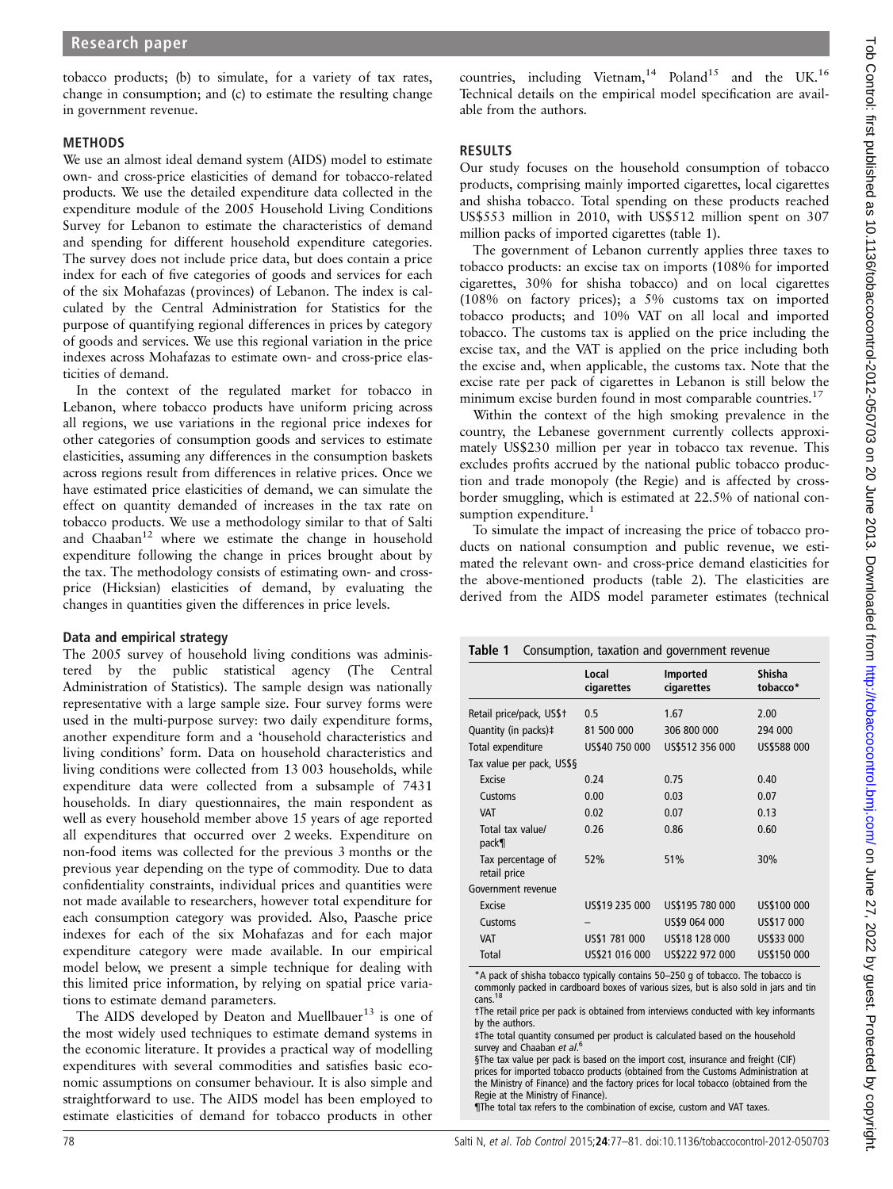tobacco products; (b) to simulate, for a variety of tax rates, change in consumption; and (c) to estimate the resulting change in government revenue.

## METHODS

We use an almost ideal demand system (AIDS) model to estimate own- and cross-price elasticities of demand for tobacco-related products. We use the detailed expenditure data collected in the expenditure module of the 2005 Household Living Conditions Survey for Lebanon to estimate the characteristics of demand and spending for different household expenditure categories. The survey does not include price data, but does contain a price index for each of five categories of goods and services for each of the six Mohafazas (provinces) of Lebanon. The index is calculated by the Central Administration for Statistics for the purpose of quantifying regional differences in prices by category of goods and services. We use this regional variation in the price indexes across Mohafazas to estimate own- and cross-price elasticities of demand.

In the context of the regulated market for tobacco in Lebanon, where tobacco products have uniform pricing across all regions, we use variations in the regional price indexes for other categories of consumption goods and services to estimate elasticities, assuming any differences in the consumption baskets across regions result from differences in relative prices. Once we have estimated price elasticities of demand, we can simulate the effect on quantity demanded of increases in the tax rate on tobacco products. We use a methodology similar to that of Salti and Chaaban[12] where we estimate the change in household expenditure following the change in prices brought about by the tax. The methodology consists of estimating own- and cross-price (Hicksian) elasticities of demand, by evaluating the changes in quantities given the differences in price levels.

### Data and empirical strategy

The 2005 survey of household living conditions was administered by the public statistical agency (The Central Administration of Statistics). The sample design was nationally representative with a large sample size. Four survey forms were used in the multi-purpose survey: two daily expenditure forms, another expenditure form and a 'household characteristics and living conditions' form. Data on household characteristics and living conditions were collected from 13 003 households, while expenditure data were collected from a subsample of 7431 households. In diary questionnaires, the main respondent as well as every household member above 15 years of age reported all expenditures that occurred over 2 weeks. Expenditure on non-food items was collected for the previous 3 months or the previous year depending on the type of commodity. Due to data confidentiality constraints, individual prices and quantities were not made available to researchers, however total expenditure for each consumption category was provided. Also, Paasche price indexes for each of the six Mohafazas and for each major expenditure category were made available. In our empirical model below, we present a simple technique for dealing with this limited price information, by relying on spatial price variations to estimate demand parameters.

The AIDS developed by Deaton and Muellbauer[13] is one of the most widely used techniques to estimate demand systems in the economic literature. It provides a practical way of modelling expenditures with several commodities and satisfies basic economic assumptions on consumer behaviour. It is also simple and straightforward to use. The AIDS model has been employed to estimate elasticities of demand for tobacco products in other countries, including Vietnam,[14] Poland[15] and the UK.[16] Technical details on the empirical model specification are available from the authors.

## RESULTS

Our study focuses on the household consumption of tobacco products, comprising mainly imported cigarettes, local cigarettes and shisha tobacco. Total spending on these products reached US$553 million in 2010, with US$512 million spent on 307 million packs of imported cigarettes (table 1).

The government of Lebanon currently applies three taxes to tobacco products: an excise tax on imports (108% for imported cigarettes, 30% for shisha tobacco) and on local cigarettes (108% on factory prices); a 5% customs tax on imported tobacco products; and 10% VAT on all local and imported tobacco. The customs tax is applied on the price including the excise tax, and the VAT is applied on the price including both the excise and, when applicable, the customs tax. Note that the excise rate per pack of cigarettes in Lebanon is still below the minimum excise burden found in most comparable countries.[17]

Within the context of the high smoking prevalence in the country, the Lebanese government currently collects approximately US$230 million per year in tobacco tax revenue. This excludes profits accrued by the national public tobacco production and trade monopoly (the Regie) and is affected by cross-border smuggling, which is estimated at 22.5% of national consumption expenditure.[1]

To simulate the impact of increasing the price of tobacco products on national consumption and public revenue, we estimated the relevant own- and cross-price demand elasticities for the above-mentioned products (table 2). The elasticities are derived from the AIDS model parameter estimates (technical

**Table 1** Consumption, taxation and government revenue

| | Local cigarettes | Imported cigarettes | Shisha tobacco* |
|---|---|---|---|
| Retail price/pack, US$† | 0.5 | 1.67 | 2.00 |
| Quantity (in packs)‡ | 81 500 000 | 306 800 000 | 294 000 |
| Total expenditure | US$40 750 000 | US$512 356 000 | US$588 000 |
| Tax value per pack, US$§ | | | |
| Excise | 0.24 | 0.75 | 0.40 |
| Customs | 0.00 | 0.03 | 0.07 |
| VAT | 0.02 | 0.07 | 0.13 |
| Total tax value/pack¶ | 0.26 | 0.86 | 0.60 |
| Tax percentage of retail price | 52% | 51% | 30% |
| Government revenue | | | |
| Excise | US$19 235 000 | US$195 780 000 | US$100 000 |
| Customs | – | US$9 064 000 | US$17 000 |
| VAT | US$1 781 000 | US$18 128 000 | US$33 000 |
| Total | US$21 016 000 | US$222 972 000 | US$150 000 |

*A pack of shisha tobacco typically contains 50–250 g of tobacco. The tobacco is commonly packed in cardboard boxes of various sizes, but is also sold in jars and tin cans.[18]
†The retail price per pack is obtained from interviews conducted with key informants by the authors.
‡The total quantity consumed per product is calculated based on the household survey and Chaaban *et al*.[6]
§The tax value per pack is based on the import cost, insurance and freight (CIF) prices for imported tobacco products (obtained from the Customs Administration at the Ministry of Finance) and the factory prices for local tobacco (obtained from the Regie at the Ministry of Finance).
¶The total tax refers to the combination of excise, custom and VAT taxes.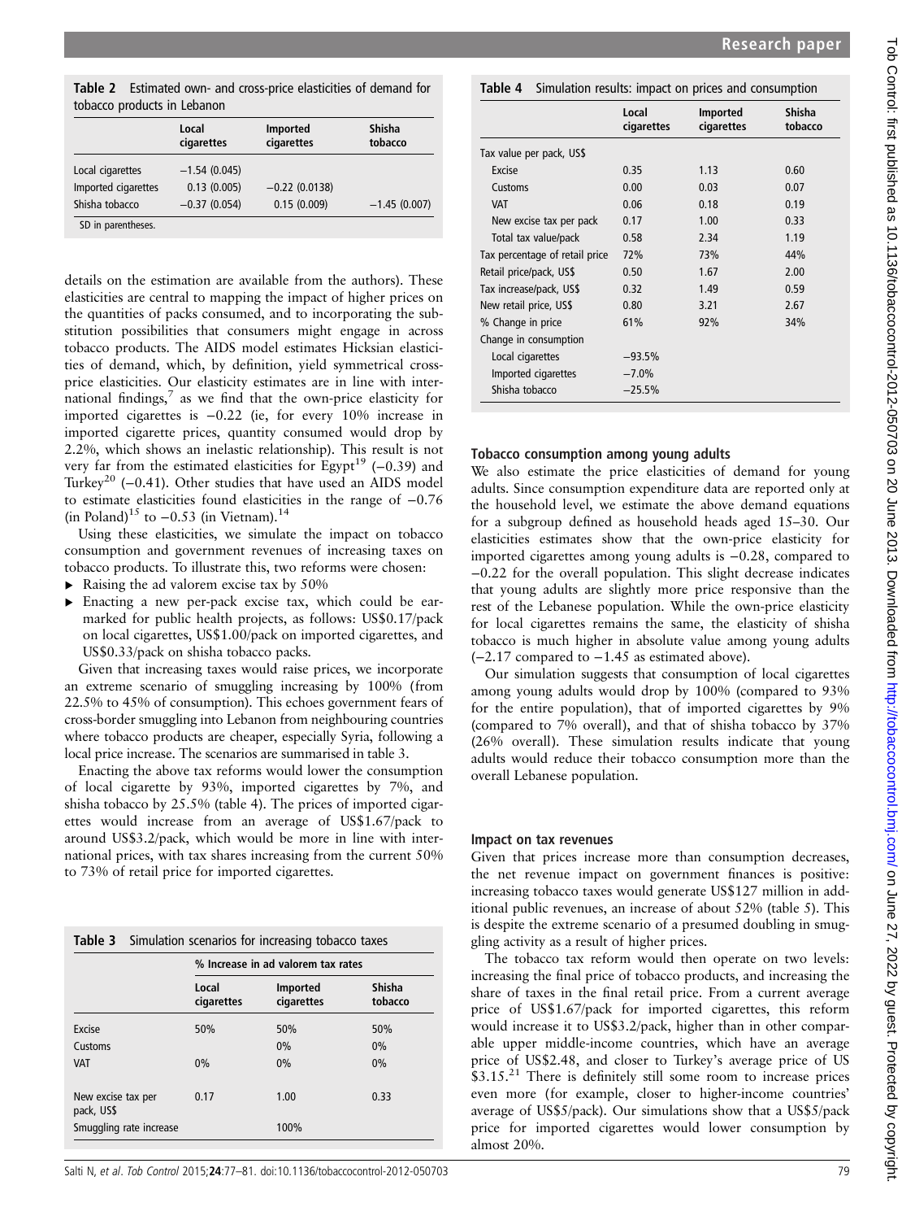**Table 2** Estimated own- and cross-price elasticities of demand for tobacco products in Lebanon

| | Local cigarettes | Imported cigarettes | Shisha tobacco |
|---|---|---|---|
| Local cigarettes | −1.54 (0.045) | | |
| Imported cigarettes | 0.13 (0.005) | −0.22 (0.0138) | |
| Shisha tobacco | −0.37 (0.054) | 0.15 (0.009) | −1.45 (0.007) |

SD in parentheses.

details on the estimation are available from the authors). These elasticities are central to mapping the impact of higher prices on the quantities of packs consumed, and to incorporating the substitution possibilities that consumers might engage in across tobacco products. The AIDS model estimates Hicksian elasticities of demand, which, by definition, yield symmetrical cross-price elasticities. Our elasticity estimates are in line with international findings,[7] as we find that the own-price elasticity for imported cigarettes is −0.22 (ie, for every 10% increase in imported cigarette prices, quantity consumed would drop by 2.2%, which shows an inelastic relationship). This result is not very far from the estimated elasticities for Egypt[19] (−0.39) and Turkey[20] (−0.41). Other studies that have used an AIDS model to estimate elasticities found elasticities in the range of −0.76 (in Poland)[15] to −0.53 (in Vietnam).[14]

Using these elasticities, we simulate the impact on tobacco consumption and government revenues of increasing taxes on tobacco products. To illustrate this, two reforms were chosen:

- Raising the ad valorem excise tax by 50%
- Enacting a new per-pack excise tax, which could be earmarked for public health projects, as follows: US$0.17/pack on local cigarettes, US$1.00/pack on imported cigarettes, and US$0.33/pack on shisha tobacco packs.

Given that increasing taxes would raise prices, we incorporate an extreme scenario of smuggling increasing by 100% (from 22.5% to 45% of consumption). This echoes government fears of cross-border smuggling into Lebanon from neighbouring countries where tobacco products are cheaper, especially Syria, following a local price increase. The scenarios are summarised in table 3.

Enacting the above tax reforms would lower the consumption of local cigarette by 93%, imported cigarettes by 7%, and shisha tobacco by 25.5% (table 4). The prices of imported cigarettes would increase from an average of US$1.67/pack to around US$3.2/pack, which would be more in line with international prices, with tax shares increasing from the current 50% to 73% of retail price for imported cigarettes.

**Table 3** Simulation scenarios for increasing tobacco taxes

| | % Increase in ad valorem tax rates | | |
|---|---|---|---|
| | Local cigarettes | Imported cigarettes | Shisha tobacco |
| Excise | 50% | 50% | 50% |
| Customs | | 0% | 0% |
| VAT | 0% | 0% | 0% |
| New excise tax per pack, US$ | 0.17 | 1.00 | 0.33 |
| Smuggling rate increase | | 100% | |

**Table 4** Simulation results: impact on prices and consumption

| | Local cigarettes | Imported cigarettes | Shisha tobacco |
|---|---|---|---|
| Tax value per pack, US$ | | | |
| Excise | 0.35 | 1.13 | 0.60 |
| Customs | 0.00 | 0.03 | 0.07 |
| VAT | 0.06 | 0.18 | 0.19 |
| New excise tax per pack | 0.17 | 1.00 | 0.33 |
| Total tax value/pack | 0.58 | 2.34 | 1.19 |
| Tax percentage of retail price | 72% | 73% | 44% |
| Retail price/pack, US$ | 0.50 | 1.67 | 2.00 |
| Tax increase/pack, US$ | 0.32 | 1.49 | 0.59 |
| New retail price, US$ | 0.80 | 3.21 | 2.67 |
| % Change in price | 61% | 92% | 34% |
| Change in consumption | | | |
| Local cigarettes | −93.5% | | |
| Imported cigarettes | −7.0% | | |
| Shisha tobacco | −25.5% | | |

## Tobacco consumption among young adults

We also estimate the price elasticities of demand for young adults. Since consumption expenditure data are reported only at the household level, we estimate the above demand equations for a subgroup defined as household heads aged 15–30. Our elasticities estimates show that the own-price elasticity for imported cigarettes among young adults is −0.28, compared to −0.22 for the overall population. This slight decrease indicates that young adults are slightly more price responsive than the rest of the Lebanese population. While the own-price elasticity for local cigarettes remains the same, the elasticity of shisha tobacco is much higher in absolute value among young adults (−2.17 compared to −1.45 as estimated above).

Our simulation suggests that consumption of local cigarettes among young adults would drop by 100% (compared to 93% for the entire population), that of imported cigarettes by 9% (compared to 7% overall), and that of shisha tobacco by 37% (26% overall). These simulation results indicate that young adults would reduce their tobacco consumption more than the overall Lebanese population.

## Impact on tax revenues

Given that prices increase more than consumption decreases, the net revenue impact on government finances is positive: increasing tobacco taxes would generate US$127 million in additional public revenues, an increase of about 52% (table 5). This is despite the extreme scenario of a presumed doubling in smuggling activity as a result of higher prices.

The tobacco tax reform would then operate on two levels: increasing the final price of tobacco products, and increasing the share of taxes in the final retail price. From a current average price of US$1.67/pack for imported cigarettes, this reform would increase it to US$3.2/pack, higher than in other comparable upper middle-income countries, which have an average price of US$2.48, and closer to Turkey's average price of US $3.15.[21] There is definitely still some room to increase prices even more (for example, closer to higher-income countries' average of US$5/pack). Our simulations show that a US$5/pack price for imported cigarettes would lower consumption by almost 20%.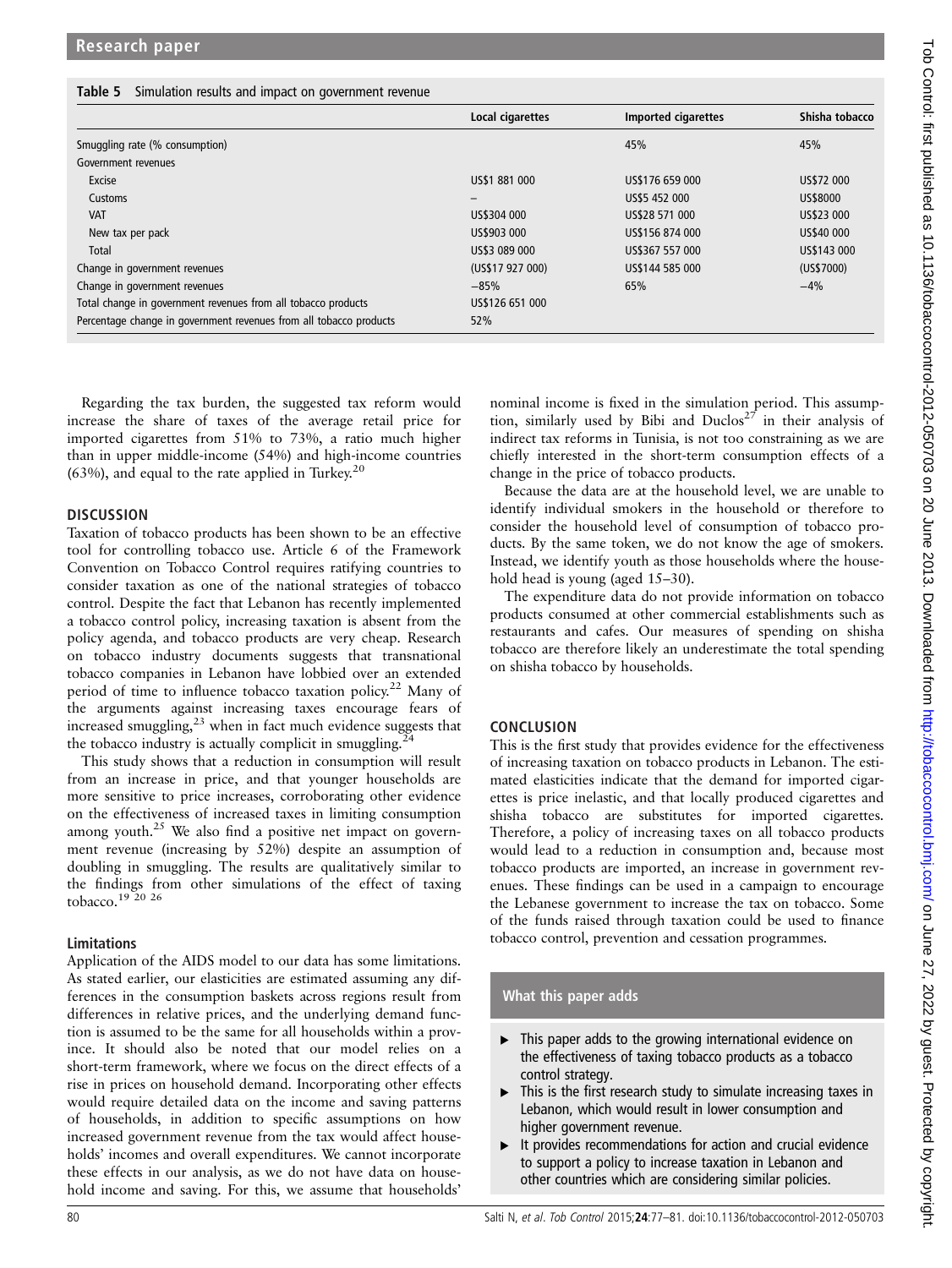**Table 5** Simulation results and impact on government revenue

| | Local cigarettes | Imported cigarettes | Shisha tobacco |
|---|---|---|---|
| Smuggling rate (% consumption) | | 45% | 45% |
| Government revenues | | | |
| Excise | US$1 881 000 | US$176 659 000 | US$72 000 |
| Customs | – | US$5 452 000 | US$8000 |
| VAT | US$304 000 | US$28 571 000 | US$23 000 |
| New tax per pack | US$903 000 | US$156 874 000 | US$40 000 |
| Total | US$3 089 000 | US$367 557 000 | US$143 000 |
| Change in government revenues | (US$17 927 000) | US$144 585 000 | (US$7000) |
| Change in government revenues | −85% | 65% | −4% |
| Total change in government revenues from all tobacco products | US$126 651 000 | | |
| Percentage change in government revenues from all tobacco products | 52% | | |

Regarding the tax burden, the suggested tax reform would increase the share of taxes of the average retail price for imported cigarettes from 51% to 73%, a ratio much higher than in upper middle-income (54%) and high-income countries (63%), and equal to the rate applied in Turkey.[20]

## DISCUSSION

Taxation of tobacco products has been shown to be an effective tool for controlling tobacco use. Article 6 of the Framework Convention on Tobacco Control requires ratifying countries to consider taxation as one of the national strategies of tobacco control. Despite the fact that Lebanon has recently implemented a tobacco control policy, increasing taxation is absent from the policy agenda, and tobacco products are very cheap. Research on tobacco industry documents suggests that transnational tobacco companies in Lebanon have lobbied over an extended period of time to influence tobacco taxation policy.[22] Many of the arguments against increasing taxes encourage fears of increased smuggling,[23] when in fact much evidence suggests that the tobacco industry is actually complicit in smuggling.[24]

This study shows that a reduction in consumption will result from an increase in price, and that younger households are more sensitive to price increases, corroborating other evidence on the effectiveness of increased taxes in limiting consumption among youth.[25] We also find a positive net impact on government revenue (increasing by 52%) despite an assumption of doubling in smuggling. The results are qualitatively similar to the findings from other simulations of the effect of taxing tobacco.[19 20 26]

### Limitations

Application of the AIDS model to our data has some limitations. As stated earlier, our elasticities are estimated assuming any differences in the consumption baskets across regions result from differences in relative prices, and the underlying demand function is assumed to be the same for all households within a province. It should also be noted that our model relies on a short-term framework, where we focus on the direct effects of a rise in prices on household demand. Incorporating other effects would require detailed data on the income and saving patterns of households, in addition to specific assumptions on how increased government revenue from the tax would affect households' incomes and overall expenditures. We cannot incorporate these effects in our analysis, as we do not have data on household income and saving. For this, we assume that households' nominal income is fixed in the simulation period. This assumption, similarly used by Bibi and Duclos[27] in their analysis of indirect tax reforms in Tunisia, is not too constraining as we are chiefly interested in the short-term consumption effects of a change in the price of tobacco products.

Because the data are at the household level, we are unable to identify individual smokers in the household or therefore to consider the household level of consumption of tobacco products. By the same token, we do not know the age of smokers. Instead, we identify youth as those households where the household head is young (aged 15–30).

The expenditure data do not provide information on tobacco products consumed at other commercial establishments such as restaurants and cafes. Our measures of spending on shisha tobacco are therefore likely an underestimate the total spending on shisha tobacco by households.

## CONCLUSION

This is the first study that provides evidence for the effectiveness of increasing taxation on tobacco products in Lebanon. The estimated elasticities indicate that the demand for imported cigarettes is price inelastic, and that locally produced cigarettes and shisha tobacco are substitutes for imported cigarettes. Therefore, a policy of increasing taxes on all tobacco products would lead to a reduction in consumption and, because most tobacco products are imported, an increase in government revenues. These findings can be used in a campaign to encourage the Lebanese government to increase the tax on tobacco. Some of the funds raised through taxation could be used to finance tobacco control, prevention and cessation programmes.

### What this paper adds

- This paper adds to the growing international evidence on the effectiveness of taxing tobacco products as a tobacco control strategy.
- This is the first research study to simulate increasing taxes in Lebanon, which would result in lower consumption and higher government revenue.
- It provides recommendations for action and crucial evidence to support a policy to increase taxation in Lebanon and other countries which are considering similar policies.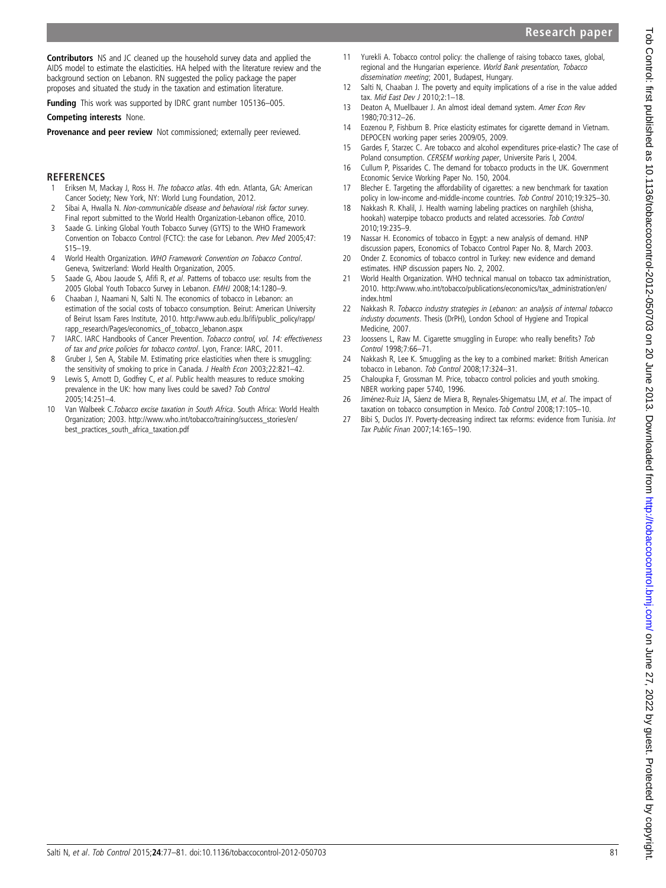**Contributors** NS and JC cleaned up the household survey data and applied the AIDS model to estimate the elasticities. HA helped with the literature review and the background section on Lebanon. RN suggested the policy package the paper proposes and situated the study in the taxation and estimation literature.

**Funding** This work was supported by IDRC grant number 105136–005.

**Competing interests** None.

**Provenance and peer review** Not commissioned; externally peer reviewed.

## REFERENCES

1. Eriksen M, Mackay J, Ross H. *The tobacco atlas*. 4th edn. Atlanta, GA: American Cancer Society; New York, NY: World Lung Foundation, 2012.
2. Sibai A, Hwalla N. *Non-communicable disease and behavioral risk factor survey*. Final report submitted to the World Health Organization-Lebanon office, 2010.
3. Saade G. Linking Global Youth Tobacco Survey (GYTS) to the WHO Framework Convention on Tobacco Control (FCTC): the case for Lebanon. *Prev Med* 2005;47: S15–19.
4. World Health Organization. *WHO Framework Convention on Tobacco Control*. Geneva, Switzerland: World Health Organization, 2005.
5. Saade G, Abou Jaoude S, Afifi R, *et al*. Patterns of tobacco use: results from the 2005 Global Youth Tobacco Survey in Lebanon. *EMHJ* 2008;14:1280–9.
6. Chaaban J, Naamani N, Salti N. The economics of tobacco in Lebanon: an estimation of the social costs of tobacco consumption. Beirut: American University of Beirut Issam Fares Institute, 2010. http://www.aub.edu.lb/ifi/public_policy/rapp/rapp_research/Pages/economics_of_tobacco_lebanon.aspx
7. IARC. IARC Handbooks of Cancer Prevention. *Tobacco control, vol. 14: effectiveness of tax and price policies for tobacco control*. Lyon, France: IARC, 2011.
8. Gruber J, Sen A, Stabile M. Estimating price elasticities when there is smuggling: the sensitivity of smoking to price in Canada. *J Health Econ* 2003;22:821–42.
9. Lewis S, Arnott D, Godfrey C, *et al*. Public health measures to reduce smoking prevalence in the UK: how many lives could be saved? *Tob Control* 2005;14:251–4.
10. Van Walbeek C.*Tobacco excise taxation in South Africa*. South Africa: World Health Organization; 2003. http://www.who.int/tobacco/training/success_stories/en/best_practices_south_africa_taxation.pdf
11. Yurekli A. Tobacco control policy: the challenge of raising tobacco taxes, global, regional and the Hungarian experience. *World Bank presentation, Tobacco dissemination meeting*; 2001, Budapest, Hungary.
12. Salti N, Chaaban J. The poverty and equity implications of a rise in the value added tax. *Mid East Dev J* 2010;2:1–18.
13. Deaton A, Muellbauer J. An almost ideal demand system. *Amer Econ Rev* 1980;70:312–26.
14. Eozenou P, Fishburn B. Price elasticity estimates for cigarette demand in Vietnam. DEPOCEN working paper series 2009/05, 2009.
15. Gardes F, Starzec C. Are tobacco and alcohol expenditures price-elastic? The case of Poland consumption. *CERSEM working paper*, Universite Paris I, 2004.
16. Cullum P, Pissarides C. The demand for tobacco products in the UK. Government Economic Service Working Paper No. 150, 2004.
17. Blecher E. Targeting the affordability of cigarettes: a new benchmark for taxation policy in low-income and-middle-income countries. *Tob Control* 2010;19:325–30.
18. Nakkash R. Khalil, J. Health warning labeling practices on narghileh (shisha, hookah) waterpipe tobacco products and related accessories. *Tob Control* 2010;19:235–9.
19. Nassar H. Economics of tobacco in Egypt: a new analysis of demand. HNP discussion papers, Economics of Tobacco Control Paper No. 8, March 2003.
20. Onder Z. Economics of tobacco control in Turkey: new evidence and demand estimates. HNP discussion papers No. 2, 2002.
21. World Health Organization. WHO technical manual on tobacco tax administration, 2010. http://www.who.int/tobacco/publications/economics/tax_administration/en/index.html
22. Nakkash R. *Tobacco industry strategies in Lebanon: an analysis of internal tobacco industry documents*. Thesis (DrPH), London School of Hygiene and Tropical Medicine, 2007.
23. Joossens L, Raw M. Cigarette smuggling in Europe: who really benefits? *Tob Control* 1998;7:66–71.
24. Nakkash R, Lee K. Smuggling as the key to a combined market: British American tobacco in Lebanon. *Tob Control* 2008;17:324–31.
25. Chaloupka F, Grossman M. Price, tobacco control policies and youth smoking. NBER working paper 5740, 1996.
26. Jiménez-Ruiz JA, Sáenz de Miera B, Reynales-Shigematsu LM, *et al*. The impact of taxation on tobacco consumption in Mexico. *Tob Control* 2008;17:105–10.
27. Bibi S, Duclos JY. Poverty-decreasing indirect tax reforms: evidence from Tunisia. *Int Tax Public Finan* 2007;14:165–190.